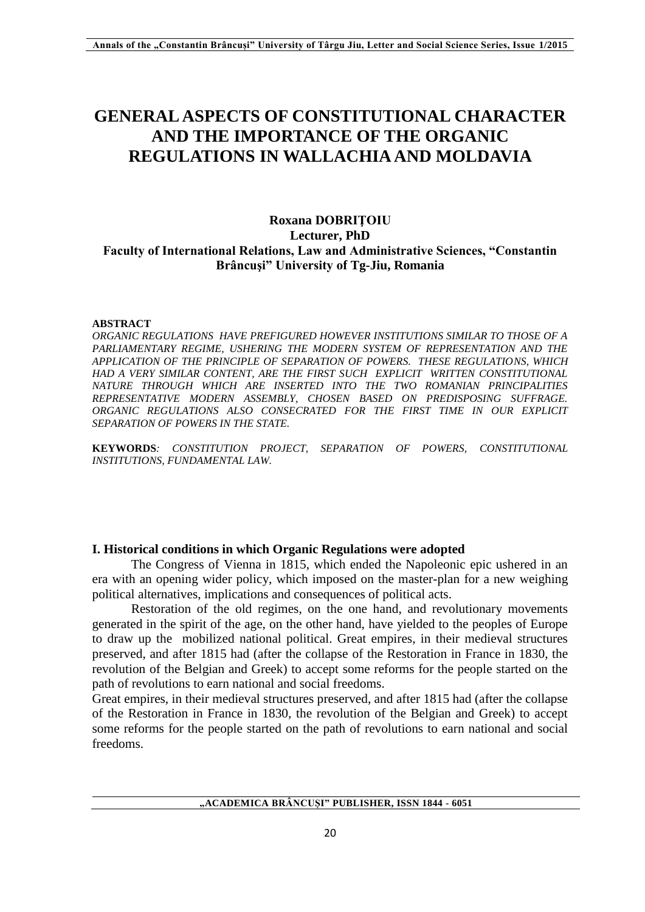# GENERAL ASPECTS OF CONSTITUTIONAL CHARACTER AND THE IMPORTANCE OF THE ORGANIC REGULATIONS IN WALLACHIA AND MOLDAVIA

**Roxana DOBRIŢOIU**
**Lecturer, PhD**
**Faculty of International Relations, Law and Administrative Sciences, "Constantin Brâncuşi" University of Tg-Jiu, Romania**

**ABSTRACT**
*ORGANIC REGULATIONS HAVE PREFIGURED HOWEVER INSTITUTIONS SIMILAR TO THOSE OF A PARLIAMENTARY REGIME, USHERING THE MODERN SYSTEM OF REPRESENTATION AND THE APPLICATION OF THE PRINCIPLE OF SEPARATION OF POWERS. THESE REGULATIONS, WHICH HAD A VERY SIMILAR CONTENT, ARE THE FIRST SUCH EXPLICIT WRITTEN CONSTITUTIONAL NATURE THROUGH WHICH ARE INSERTED INTO THE TWO ROMANIAN PRINCIPALITIES REPRESENTATIVE MODERN ASSEMBLY, CHOSEN BASED ON PREDISPOSING SUFFRAGE. ORGANIC REGULATIONS ALSO CONSECRATED FOR THE FIRST TIME IN OUR EXPLICIT SEPARATION OF POWERS IN THE STATE.*

**KEYWORDS***: CONSTITUTION PROJECT, SEPARATION OF POWERS, CONSTITUTIONAL INSTITUTIONS, FUNDAMENTAL LAW.*

## I. Historical conditions in which Organic Regulations were adopted

The Congress of Vienna in 1815, which ended the Napoleonic epic ushered in an era with an opening wider policy, which imposed on the master-plan for a new weighing political alternatives, implications and consequences of political acts.

Restoration of the old regimes, on the one hand, and revolutionary movements generated in the spirit of the age, on the other hand, have yielded to the peoples of Europe to draw up the mobilized national political. Great empires, in their medieval structures preserved, and after 1815 had (after the collapse of the Restoration in France in 1830, the revolution of the Belgian and Greek) to accept some reforms for the people started on the path of revolutions to earn national and social freedoms.

Great empires, in their medieval structures preserved, and after 1815 had (after the collapse of the Restoration in France in 1830, the revolution of the Belgian and Greek) to accept some reforms for the people started on the path of revolutions to earn national and social freedoms.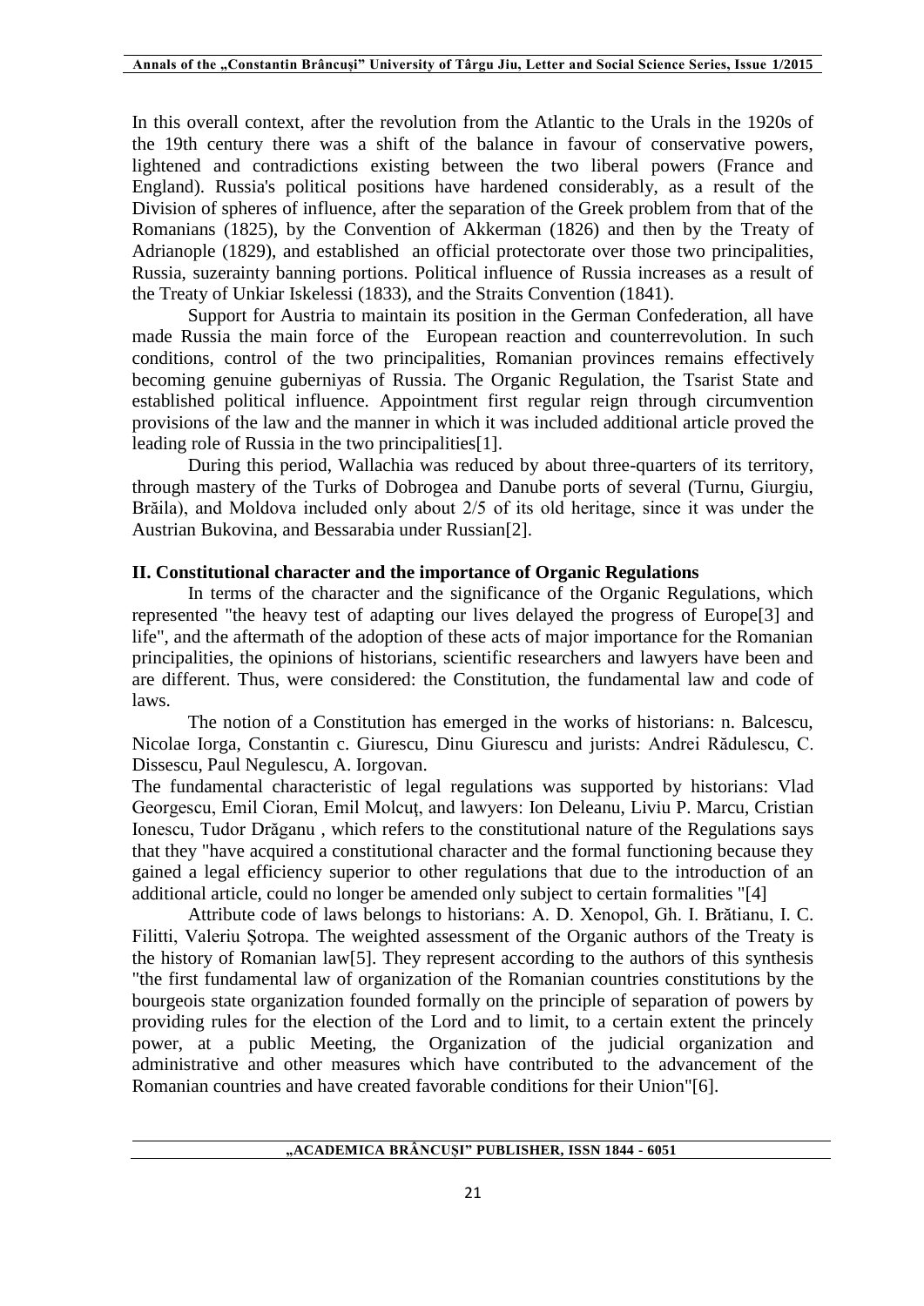In this overall context, after the revolution from the Atlantic to the Urals in the 1920s of the 19th century there was a shift of the balance in favour of conservative powers, lightened and contradictions existing between the two liberal powers (France and England). Russia's political positions have hardened considerably, as a result of the Division of spheres of influence, after the separation of the Greek problem from that of the Romanians (1825), by the Convention of Akkerman (1826) and then by the Treaty of Adrianople (1829), and established an official protectorate over those two principalities, Russia, suzerainty banning portions. Political influence of Russia increases as a result of the Treaty of Unkiar Iskelessi (1833), and the Straits Convention (1841).

Support for Austria to maintain its position in the German Confederation, all have made Russia the main force of the European reaction and counterrevolution. In such conditions, control of the two principalities, Romanian provinces remains effectively becoming genuine guberniyas of Russia. The Organic Regulation, the Tsarist State and established political influence. Appointment first regular reign through circumvention provisions of the law and the manner in which it was included additional article proved the leading role of Russia in the two principalities[1].

During this period, Wallachia was reduced by about three-quarters of its territory, through mastery of the Turks of Dobrogea and Danube ports of several (Turnu, Giurgiu, Brăila), and Moldova included only about 2/5 of its old heritage, since it was under the Austrian Bukovina, and Bessarabia under Russian[2].

## II. Constitutional character and the importance of Organic Regulations

In terms of the character and the significance of the Organic Regulations, which represented "the heavy test of adapting our lives delayed the progress of Europe[3] and life", and the aftermath of the adoption of these acts of major importance for the Romanian principalities, the opinions of historians, scientific researchers and lawyers have been and are different. Thus, were considered: the Constitution, the fundamental law and code of laws.

The notion of a Constitution has emerged in the works of historians: n. Balcescu, Nicolae Iorga, Constantin c. Giurescu, Dinu Giurescu and jurists: Andrei Rădulescu, C. Dissescu, Paul Negulescu, A. Iorgovan.

The fundamental characteristic of legal regulations was supported by historians: Vlad Georgescu, Emil Cioran, Emil Molcuţ, and lawyers: Ion Deleanu, Liviu P. Marcu, Cristian Ionescu, Tudor Drăganu , which refers to the constitutional nature of the Regulations says that they "have acquired a constitutional character and the formal functioning because they gained a legal efficiency superior to other regulations that due to the introduction of an additional article, could no longer be amended only subject to certain formalities "[4]

Attribute code of laws belongs to historians: A. D. Xenopol, Gh. I. Brătianu, I. C. Filitti, Valeriu Şotropa. The weighted assessment of the Organic authors of the Treaty is the history of Romanian law[5]. They represent according to the authors of this synthesis "the first fundamental law of organization of the Romanian countries constitutions by the bourgeois state organization founded formally on the principle of separation of powers by providing rules for the election of the Lord and to limit, to a certain extent the princely power, at a public Meeting, the Organization of the judicial organization and administrative and other measures which have contributed to the advancement of the Romanian countries and have created favorable conditions for their Union"[6].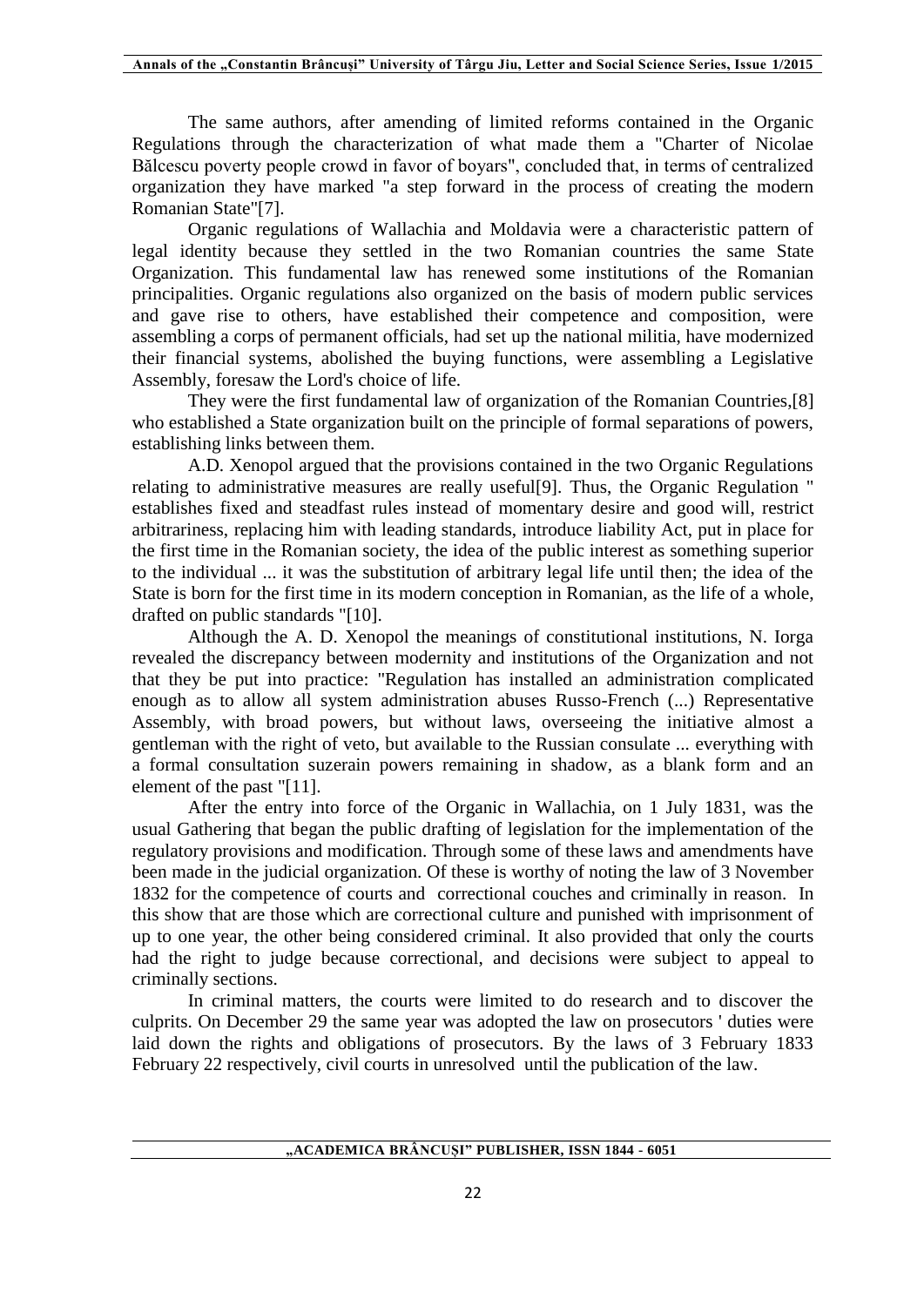The same authors, after amending of limited reforms contained in the Organic Regulations through the characterization of what made them a "Charter of Nicolae Bălcescu poverty people crowd in favor of boyars", concluded that, in terms of centralized organization they have marked "a step forward in the process of creating the modern Romanian State"[7].

Organic regulations of Wallachia and Moldavia were a characteristic pattern of legal identity because they settled in the two Romanian countries the same State Organization. This fundamental law has renewed some institutions of the Romanian principalities. Organic regulations also organized on the basis of modern public services and gave rise to others, have established their competence and composition, were assembling a corps of permanent officials, had set up the national militia, have modernized their financial systems, abolished the buying functions, were assembling a Legislative Assembly, foresaw the Lord's choice of life.

They were the first fundamental law of organization of the Romanian Countries,[8] who established a State organization built on the principle of formal separations of powers, establishing links between them.

A.D. Xenopol argued that the provisions contained in the two Organic Regulations relating to administrative measures are really useful[9]. Thus, the Organic Regulation " establishes fixed and steadfast rules instead of momentary desire and good will, restrict arbitrariness, replacing him with leading standards, introduce liability Act, put in place for the first time in the Romanian society, the idea of the public interest as something superior to the individual ... it was the substitution of arbitrary legal life until then; the idea of the State is born for the first time in its modern conception in Romanian, as the life of a whole, drafted on public standards "[10].

Although the A. D. Xenopol the meanings of constitutional institutions, N. Iorga revealed the discrepancy between modernity and institutions of the Organization and not that they be put into practice: "Regulation has installed an administration complicated enough as to allow all system administration abuses Russo-French (...) Representative Assembly, with broad powers, but without laws, overseeing the initiative almost a gentleman with the right of veto, but available to the Russian consulate ... everything with a formal consultation suzerain powers remaining in shadow, as a blank form and an element of the past "[11].

After the entry into force of the Organic in Wallachia, on 1 July 1831, was the usual Gathering that began the public drafting of legislation for the implementation of the regulatory provisions and modification. Through some of these laws and amendments have been made in the judicial organization. Of these is worthy of noting the law of 3 November 1832 for the competence of courts and correctional couches and criminally in reason. In this show that are those which are correctional culture and punished with imprisonment of up to one year, the other being considered criminal. It also provided that only the courts had the right to judge because correctional, and decisions were subject to appeal to criminally sections.

In criminal matters, the courts were limited to do research and to discover the culprits. On December 29 the same year was adopted the law on prosecutors ' duties were laid down the rights and obligations of prosecutors. By the laws of 3 February 1833 February 22 respectively, civil courts in unresolved until the publication of the law.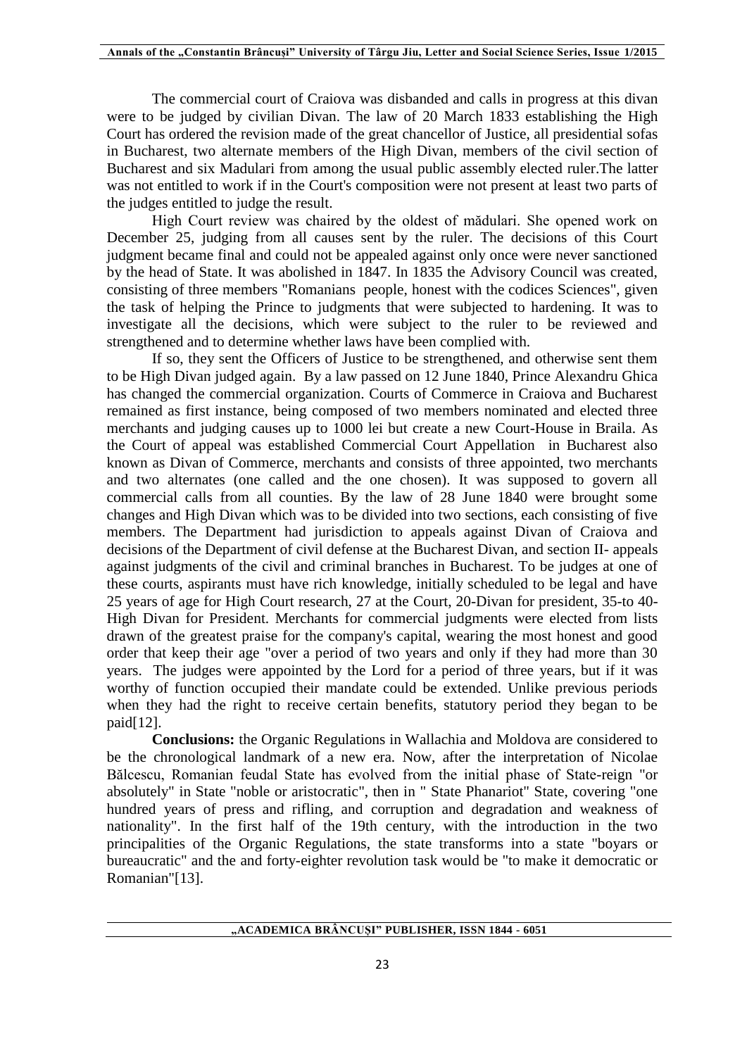The commercial court of Craiova was disbanded and calls in progress at this divan were to be judged by civilian Divan. The law of 20 March 1833 establishing the High Court has ordered the revision made of the great chancellor of Justice, all presidential sofas in Bucharest, two alternate members of the High Divan, members of the civil section of Bucharest and six Madulari from among the usual public assembly elected ruler.The latter was not entitled to work if in the Court's composition were not present at least two parts of the judges entitled to judge the result.

High Court review was chaired by the oldest of mădulari. She opened work on December 25, judging from all causes sent by the ruler. The decisions of this Court judgment became final and could not be appealed against only once were never sanctioned by the head of State. It was abolished in 1847. In 1835 the Advisory Council was created, consisting of three members "Romanians people, honest with the codices Sciences", given the task of helping the Prince to judgments that were subjected to hardening. It was to investigate all the decisions, which were subject to the ruler to be reviewed and strengthened and to determine whether laws have been complied with.

If so, they sent the Officers of Justice to be strengthened, and otherwise sent them to be High Divan judged again. By a law passed on 12 June 1840, Prince Alexandru Ghica has changed the commercial organization. Courts of Commerce in Craiova and Bucharest remained as first instance, being composed of two members nominated and elected three merchants and judging causes up to 1000 lei but create a new Court-House in Braila. As the Court of appeal was established Commercial Court Appellation in Bucharest also known as Divan of Commerce, merchants and consists of three appointed, two merchants and two alternates (one called and the one chosen). It was supposed to govern all commercial calls from all counties. By the law of 28 June 1840 were brought some changes and High Divan which was to be divided into two sections, each consisting of five members. The Department had jurisdiction to appeals against Divan of Craiova and decisions of the Department of civil defense at the Bucharest Divan, and section II- appeals against judgments of the civil and criminal branches in Bucharest. To be judges at one of these courts, aspirants must have rich knowledge, initially scheduled to be legal and have 25 years of age for High Court research, 27 at the Court, 20-Divan for president, 35-to 40-High Divan for President. Merchants for commercial judgments were elected from lists drawn of the greatest praise for the company's capital, wearing the most honest and good order that keep their age "over a period of two years and only if they had more than 30 years. The judges were appointed by the Lord for a period of three years, but if it was worthy of function occupied their mandate could be extended. Unlike previous periods when they had the right to receive certain benefits, statutory period they began to be paid[12].

**Conclusions:** the Organic Regulations in Wallachia and Moldova are considered to be the chronological landmark of a new era. Now, after the interpretation of Nicolae Bălcescu, Romanian feudal State has evolved from the initial phase of State-reign "or absolutely" in State "noble or aristocratic", then in " State Phanariot" State, covering "one hundred years of press and rifling, and corruption and degradation and weakness of nationality". In the first half of the 19th century, with the introduction in the two principalities of the Organic Regulations, the state transforms into a state "boyars or bureaucratic" and the and forty-eighter revolution task would be "to make it democratic or Romanian"[13].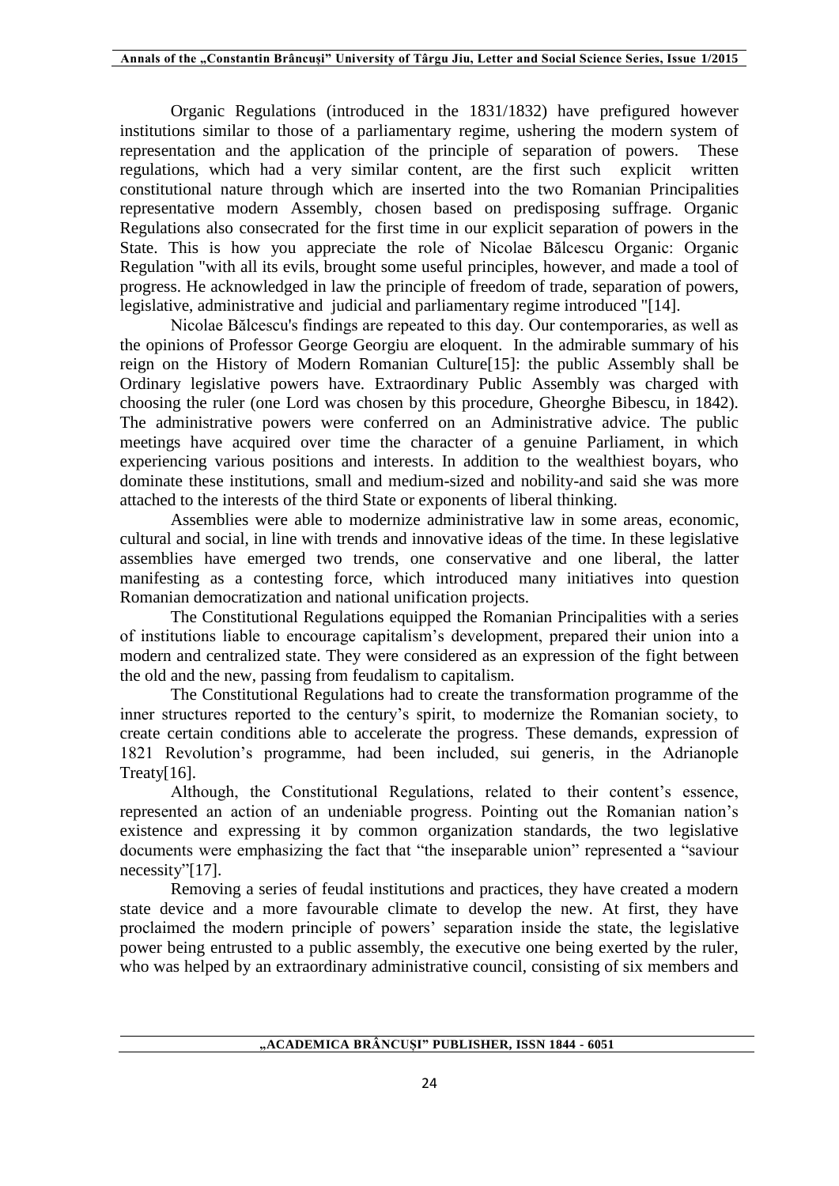Organic Regulations (introduced in the 1831/1832) have prefigured however institutions similar to those of a parliamentary regime, ushering the modern system of representation and the application of the principle of separation of powers. These regulations, which had a very similar content, are the first such explicit written constitutional nature through which are inserted into the two Romanian Principalities representative modern Assembly, chosen based on predisposing suffrage. Organic Regulations also consecrated for the first time in our explicit separation of powers in the State. This is how you appreciate the role of Nicolae Bălcescu Organic: Organic Regulation "with all its evils, brought some useful principles, however, and made a tool of progress. He acknowledged in law the principle of freedom of trade, separation of powers, legislative, administrative and judicial and parliamentary regime introduced "[14].

Nicolae Bălcescu's findings are repeated to this day. Our contemporaries, as well as the opinions of Professor George Georgiu are eloquent. In the admirable summary of his reign on the History of Modern Romanian Culture[15]: the public Assembly shall be Ordinary legislative powers have. Extraordinary Public Assembly was charged with choosing the ruler (one Lord was chosen by this procedure, Gheorghe Bibescu, in 1842). The administrative powers were conferred on an Administrative advice. The public meetings have acquired over time the character of a genuine Parliament, in which experiencing various positions and interests. In addition to the wealthiest boyars, who dominate these institutions, small and medium-sized and nobility-and said she was more attached to the interests of the third State or exponents of liberal thinking.

Assemblies were able to modernize administrative law in some areas, economic, cultural and social, in line with trends and innovative ideas of the time. In these legislative assemblies have emerged two trends, one conservative and one liberal, the latter manifesting as a contesting force, which introduced many initiatives into question Romanian democratization and national unification projects.

The Constitutional Regulations equipped the Romanian Principalities with a series of institutions liable to encourage capitalism's development, prepared their union into a modern and centralized state. They were considered as an expression of the fight between the old and the new, passing from feudalism to capitalism.

The Constitutional Regulations had to create the transformation programme of the inner structures reported to the century's spirit, to modernize the Romanian society, to create certain conditions able to accelerate the progress. These demands, expression of 1821 Revolution's programme, had been included, sui generis, in the Adrianople Treaty[16].

Although, the Constitutional Regulations, related to their content's essence, represented an action of an undeniable progress. Pointing out the Romanian nation's existence and expressing it by common organization standards, the two legislative documents were emphasizing the fact that "the inseparable union" represented a "saviour necessity"[17].

Removing a series of feudal institutions and practices, they have created a modern state device and a more favourable climate to develop the new. At first, they have proclaimed the modern principle of powers' separation inside the state, the legislative power being entrusted to a public assembly, the executive one being exerted by the ruler, who was helped by an extraordinary administrative council, consisting of six members and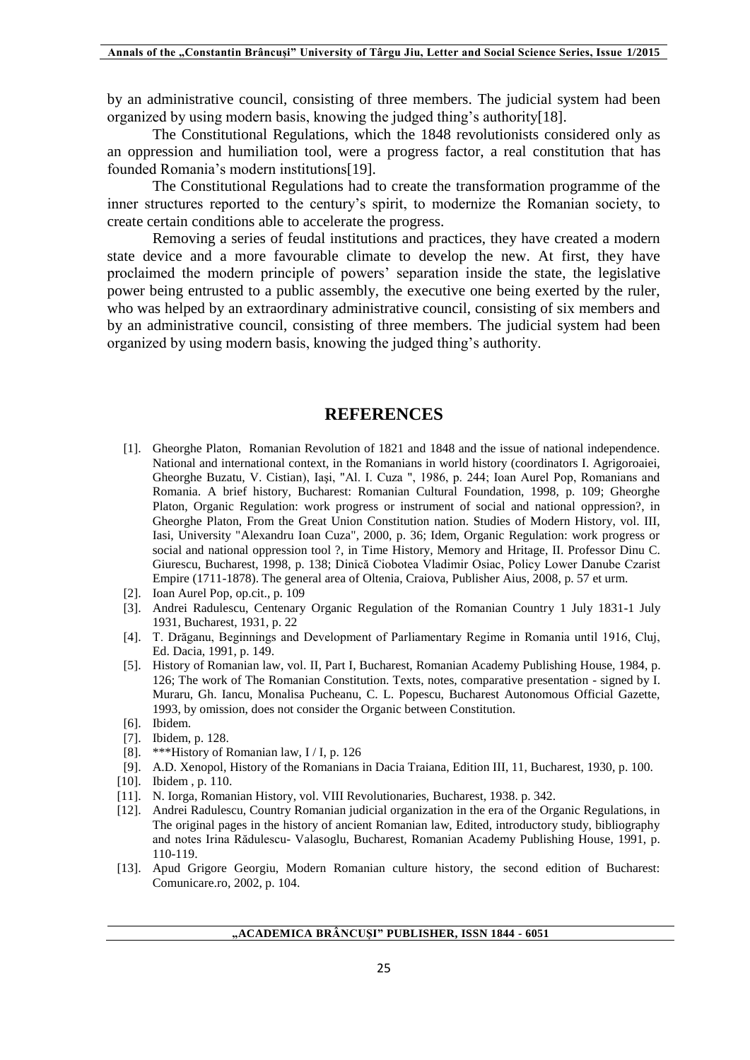by an administrative council, consisting of three members. The judicial system had been organized by using modern basis, knowing the judged thing's authority[18].

The Constitutional Regulations, which the 1848 revolutionists considered only as an oppression and humiliation tool, were a progress factor, a real constitution that has founded Romania's modern institutions[19].

The Constitutional Regulations had to create the transformation programme of the inner structures reported to the century's spirit, to modernize the Romanian society, to create certain conditions able to accelerate the progress.

Removing a series of feudal institutions and practices, they have created a modern state device and a more favourable climate to develop the new. At first, they have proclaimed the modern principle of powers' separation inside the state, the legislative power being entrusted to a public assembly, the executive one being exerted by the ruler, who was helped by an extraordinary administrative council, consisting of six members and by an administrative council, consisting of three members. The judicial system had been organized by using modern basis, knowing the judged thing's authority.

## REFERENCES

[1]. Gheorghe Platon, Romanian Revolution of 1821 and 1848 and the issue of national independence. National and international context, in the Romanians in world history (coordinators I. Agrigoroaiei, Gheorghe Buzatu, V. Cistian), Iași, "Al. I. Cuza ", 1986, p. 244; Ioan Aurel Pop, Romanians and Romania. A brief history, Bucharest: Romanian Cultural Foundation, 1998, p. 109; Gheorghe Platon, Organic Regulation: work progress or instrument of social and national oppression?, in Gheorghe Platon, From the Great Union Constitution nation. Studies of Modern History, vol. III, Iasi, University "Alexandru Ioan Cuza", 2000, p. 36; Idem, Organic Regulation: work progress or social and national oppression tool ?, in Time History, Memory and Hritage, II. Professor Dinu C. Giurescu, Bucharest, 1998, p. 138; Dinică Ciobotea Vladimir Osiac, Policy Lower Danube Czarist Empire (1711-1878). The general area of Oltenia, Craiova, Publisher Aius, 2008, p. 57 et urm.

[2]. Ioan Aurel Pop, op.cit., p. 109

[3]. Andrei Radulescu, Centenary Organic Regulation of the Romanian Country 1 July 1831-1 July 1931, Bucharest, 1931, p. 22

[4]. T. Drăganu, Beginnings and Development of Parliamentary Regime in Romania until 1916, Cluj, Ed. Dacia, 1991, p. 149.

[5]. History of Romanian law, vol. II, Part I, Bucharest, Romanian Academy Publishing House, 1984, p. 126; The work of The Romanian Constitution. Texts, notes, comparative presentation - signed by I. Muraru, Gh. Iancu, Monalisa Pucheanu, C. L. Popescu, Bucharest Autonomous Official Gazette, 1993, by omission, does not consider the Organic between Constitution.

[6]. Ibidem.

[7]. Ibidem, p. 128.

[8]. ***History of Romanian law, I / I, p. 126

[9]. A.D. Xenopol, History of the Romanians in Dacia Traiana, Edition III, 11, Bucharest, 1930, p. 100.

[10]. Ibidem , p. 110.

[11]. N. Iorga, Romanian History, vol. VIII Revolutionaries, Bucharest, 1938. p. 342.

[12]. Andrei Radulescu, Country Romanian judicial organization in the era of the Organic Regulations, in The original pages in the history of ancient Romanian law, Edited, introductory study, bibliography and notes Irina Rădulescu- Valasoglu, Bucharest, Romanian Academy Publishing House, 1991, p. 110-119.

[13]. Apud Grigore Georgiu, Modern Romanian culture history, the second edition of Bucharest: Comunicare.ro, 2002, p. 104.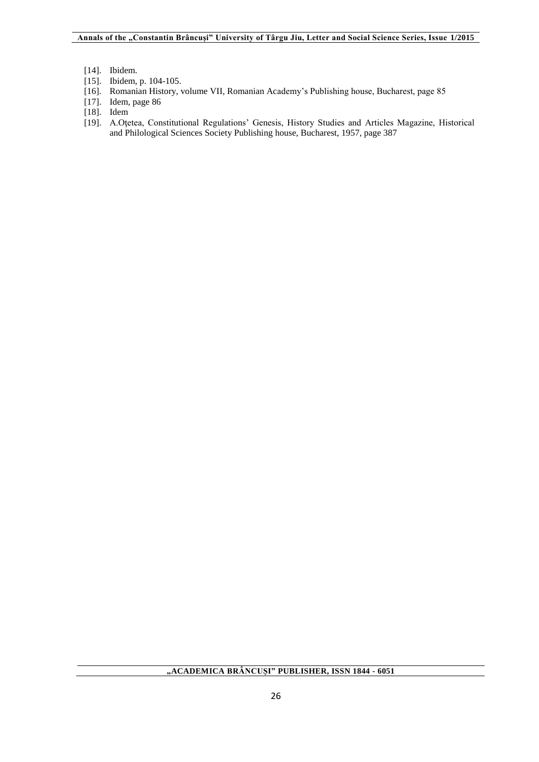[14]. Ibidem.

[15]. Ibidem, p. 104-105.

[16]. Romanian History, volume VII, Romanian Academy's Publishing house, Bucharest, page 85

[17]. Idem, page 86

[18]. Idem

[19]. A.Oţetea, Constitutional Regulations' Genesis, History Studies and Articles Magazine, Historical and Philological Sciences Society Publishing house, Bucharest, 1957, page 387